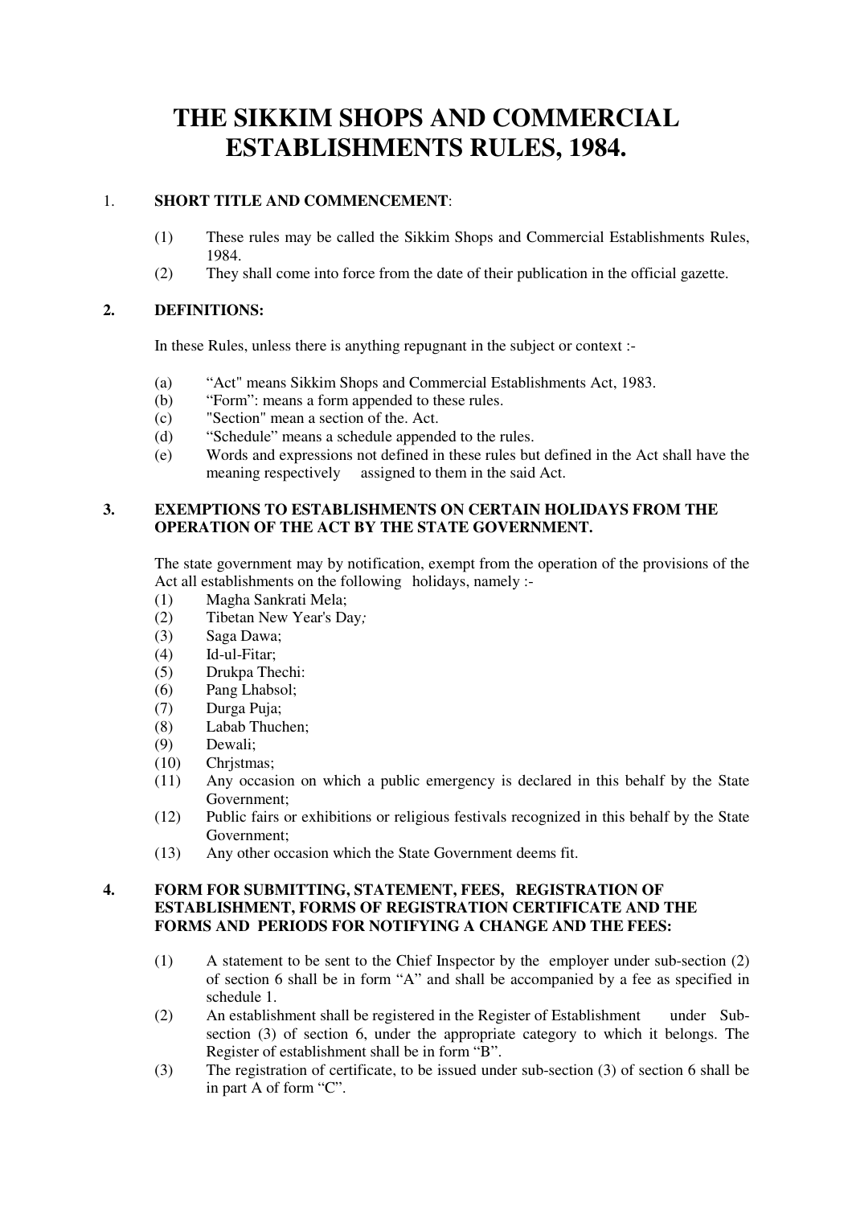# THE SIKKIM SHOPS AND COMMERCIAL ESTABLISHMENTS RULES, 1984.

1. **SHORT TITLE AND COMMENCEMENT**:

   (1) These rules may be called the Sikkim Shops and Commercial Establishments Rules, 1984.
   
   (2) They shall come into force from the date of their publication in the official gazette.

**2. DEFINITIONS:**

In these Rules, unless there is anything repugnant in the subject or context :-

(a) "Act" means Sikkim Shops and Commercial Establishments Act, 1983.

(b) "Form": means a form appended to these rules.

(c) "Section" mean a section of the. Act.

(d) "Schedule" means a schedule appended to the rules.

(e) Words and expressions not defined in these rules but defined in the Act shall have the meaning respectively assigned to them in the said Act.

**3. EXEMPTIONS TO ESTABLISHMENTS ON CERTAIN HOLIDAYS FROM THE OPERATION OF THE ACT BY THE STATE GOVERNMENT.**

The state government may by notification, exempt from the operation of the provisions of the Act all establishments on the following holidays, namely :-

(1) Magha Sankrati Mela;

(2) Tibetan New Year's Day*;*

(3) Saga Dawa;

(4) Id-ul-Fitar;

(5) Drukpa Thechi:

(6) Pang Lhabsol;

(7) Durga Puja;

(8) Labab Thuchen;

(9) Dewali;

(10) Chrjstmas;

(11) Any occasion on which a public emergency is declared in this behalf by the State Government;

(12) Public fairs or exhibitions or religious festivals recognized in this behalf by the State Government;

(13) Any other occasion which the State Government deems fit.

**4. FORM FOR SUBMITTING, STATEMENT, FEES, REGISTRATION OF ESTABLISHMENT, FORMS OF REGISTRATION CERTIFICATE AND THE FORMS AND PERIODS FOR NOTIFYING A CHANGE AND THE FEES:**

(1) A statement to be sent to the Chief Inspector by the employer under sub-section (2) of section 6 shall be in form "A" and shall be accompanied by a fee as specified in schedule 1.

(2) An establishment shall be registered in the Register of Establishment under Sub-section (3) of section 6, under the appropriate category to which it belongs. The Register of establishment shall be in form "B".

(3) The registration of certificate, to be issued under sub-section (3) of section 6 shall be in part A of form "C".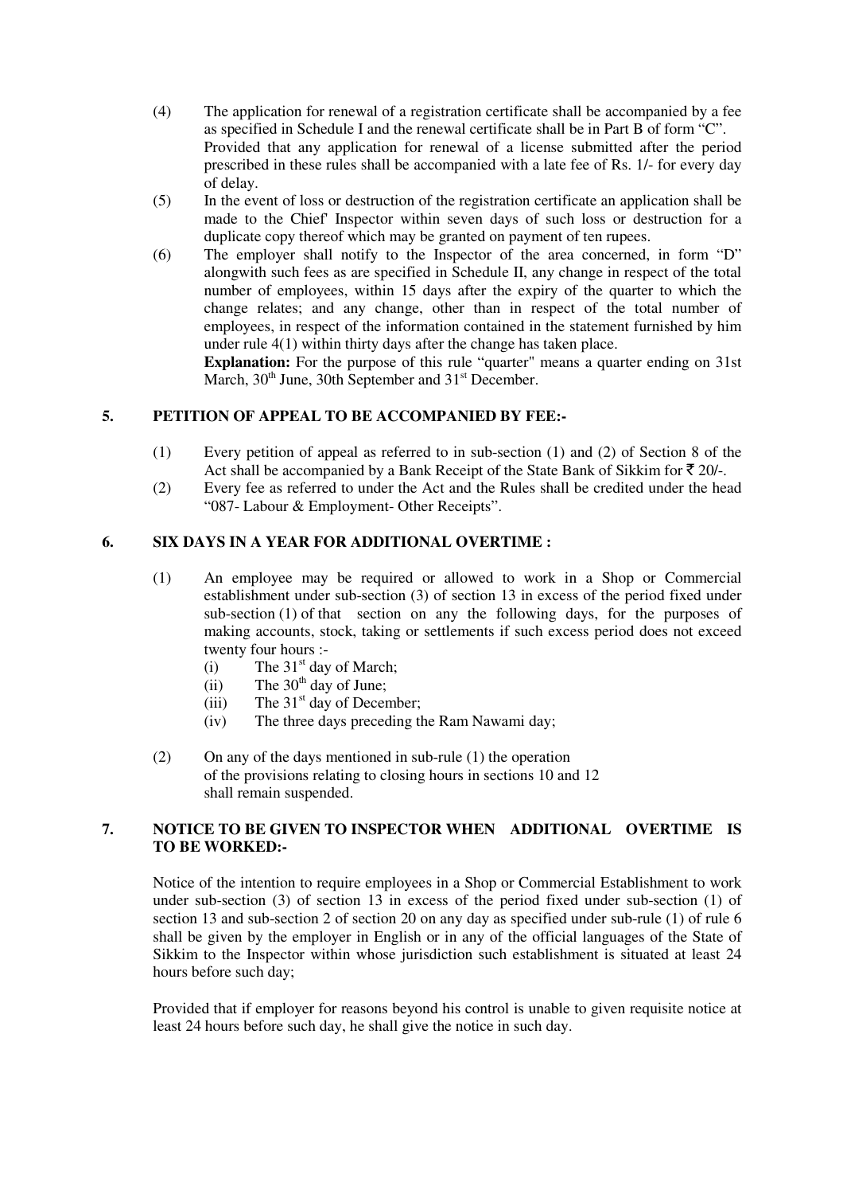(4) The application for renewal of a registration certificate shall be accompanied by a fee as specified in Schedule I and the renewal certificate shall be in Part B of form "C". Provided that any application for renewal of a license submitted after the period prescribed in these rules shall be accompanied with a late fee of Rs. 1/- for every day of delay.

(5) In the event of loss or destruction of the registration certificate an application shall be made to the Chief' Inspector within seven days of such loss or destruction for a duplicate copy thereof which may be granted on payment of ten rupees.

(6) The employer shall notify to the Inspector of the area concerned, in form "D" alongwith such fees as are specified in Schedule II, any change in respect of the total number of employees, within 15 days after the expiry of the quarter to which the change relates; and any change, other than in respect of the total number of employees, in respect of the information contained in the statement furnished by him under rule 4(1) within thirty days after the change has taken place.

**Explanation:** For the purpose of this rule "quarter" means a quarter ending on 31st March, 30th June, 30th September and 31st December.

## 5. PETITION OF APPEAL TO BE ACCOMPANIED BY FEE:-

(1) Every petition of appeal as referred to in sub-section (1) and (2) of Section 8 of the Act shall be accompanied by a Bank Receipt of the State Bank of Sikkim for ₹ 20/-.

(2) Every fee as referred to under the Act and the Rules shall be credited under the head "087- Labour & Employment- Other Receipts".

## 6. SIX DAYS IN A YEAR FOR ADDITIONAL OVERTIME :

(1) An employee may be required or allowed to work in a Shop or Commercial establishment under sub-section (3) of section 13 in excess of the period fixed under sub-section (1) of that section on any the following days, for the purposes of making accounts, stock, taking or settlements if such excess period does not exceed twenty four hours :-

- (i) The 31st day of March;
- (ii) The 30th day of June;
- (iii) The 31st day of December;
- (iv) The three days preceding the Ram Nawami day;

(2) On any of the days mentioned in sub-rule (1) the operation of the provisions relating to closing hours in sections 10 and 12 shall remain suspended.

## 7. NOTICE TO BE GIVEN TO INSPECTOR WHEN ADDITIONAL OVERTIME IS TO BE WORKED:-

Notice of the intention to require employees in a Shop or Commercial Establishment to work under sub-section (3) of section 13 in excess of the period fixed under sub-section (1) of section 13 and sub-section 2 of section 20 on any day as specified under sub-rule (1) of rule 6 shall be given by the employer in English or in any of the official languages of the State of Sikkim to the Inspector within whose jurisdiction such establishment is situated at least 24 hours before such day;

Provided that if employer for reasons beyond his control is unable to given requisite notice at least 24 hours before such day, he shall give the notice in such day.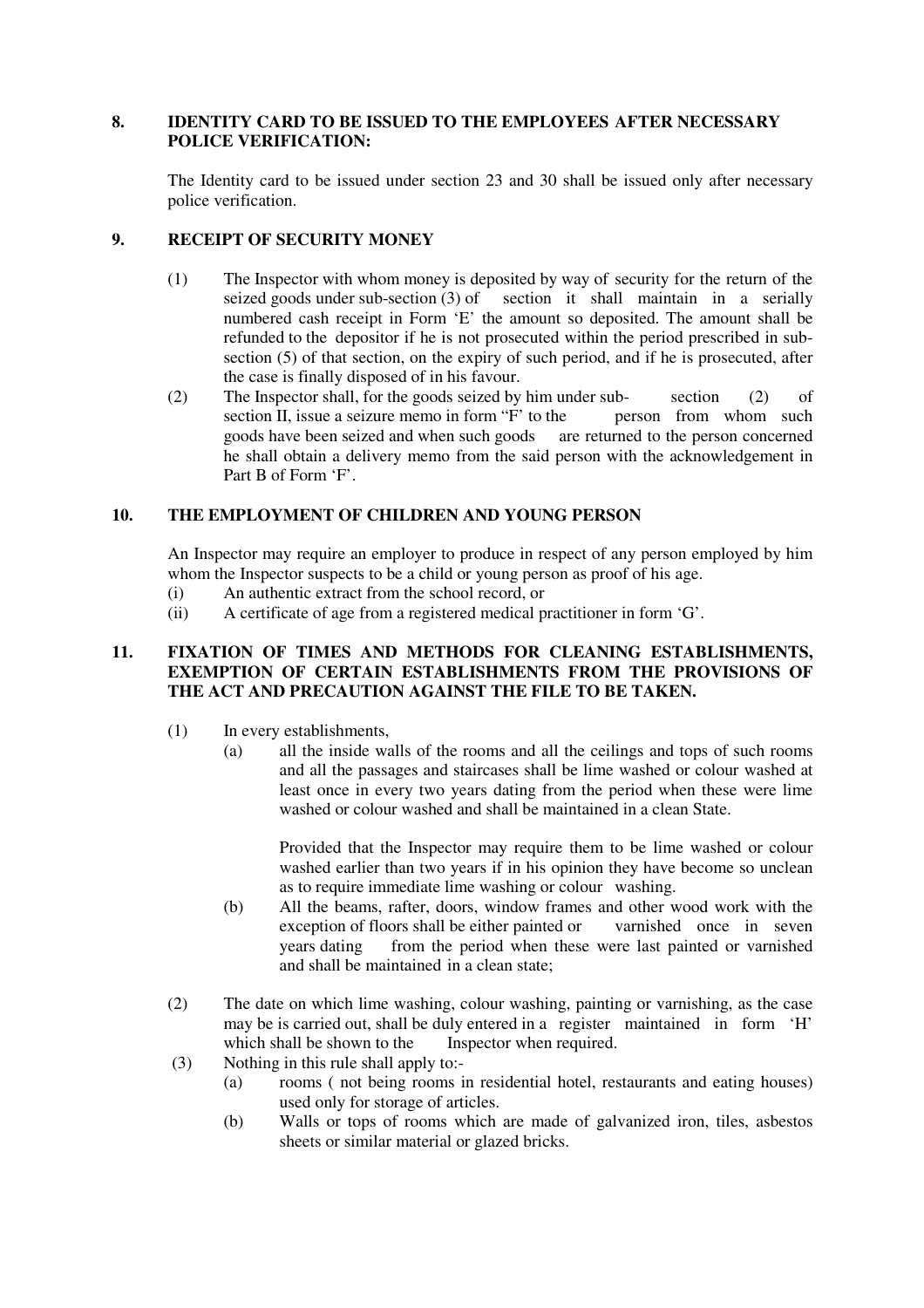## 8. IDENTITY CARD TO BE ISSUED TO THE EMPLOYEES AFTER NECESSARY POLICE VERIFICATION:

The Identity card to be issued under section 23 and 30 shall be issued only after necessary police verification.

## 9. RECEIPT OF SECURITY MONEY

(1) The Inspector with whom money is deposited by way of security for the return of the seized goods under sub-section (3) of section it shall maintain in a serially numbered cash receipt in Form 'E' the amount so deposited. The amount shall be refunded to the depositor if he is not prosecuted within the period prescribed in sub-section (5) of that section, on the expiry of such period, and if he is prosecuted, after the case is finally disposed of in his favour.

(2) The Inspector shall, for the goods seized by him under sub- section (2) of section II, issue a seizure memo in form "F' to the person from whom such goods have been seized and when such goods are returned to the person concerned he shall obtain a delivery memo from the said person with the acknowledgement in Part B of Form 'F'.

## 10. THE EMPLOYMENT OF CHILDREN AND YOUNG PERSON

An Inspector may require an employer to produce in respect of any person employed by him whom the Inspector suspects to be a child or young person as proof of his age.

(i) An authentic extract from the school record, or

(ii) A certificate of age from a registered medical practitioner in form 'G'.

## 11. FIXATION OF TIMES AND METHODS FOR CLEANING ESTABLISHMENTS, EXEMPTION OF CERTAIN ESTABLISHMENTS FROM THE PROVISIONS OF THE ACT AND PRECAUTION AGAINST THE FILE TO BE TAKEN.

(1) In every establishments,

(a) all the inside walls of the rooms and all the ceilings and tops of such rooms and all the passages and staircases shall be lime washed or colour washed at least once in every two years dating from the period when these were lime washed or colour washed and shall be maintained in a clean State.

Provided that the Inspector may require them to be lime washed or colour washed earlier than two years if in his opinion they have become so unclean as to require immediate lime washing or colour washing.

(b) All the beams, rafter, doors, window frames and other wood work with the exception of floors shall be either painted or varnished once in seven years dating from the period when these were last painted or varnished and shall be maintained in a clean state;

(2) The date on which lime washing, colour washing, painting or varnishing, as the case may be is carried out, shall be duly entered in a register maintained in form 'H' which shall be shown to the Inspector when required.

(3) Nothing in this rule shall apply to:-

(a) rooms ( not being rooms in residential hotel, restaurants and eating houses) used only for storage of articles.

(b) Walls or tops of rooms which are made of galvanized iron, tiles, asbestos sheets or similar material or glazed bricks.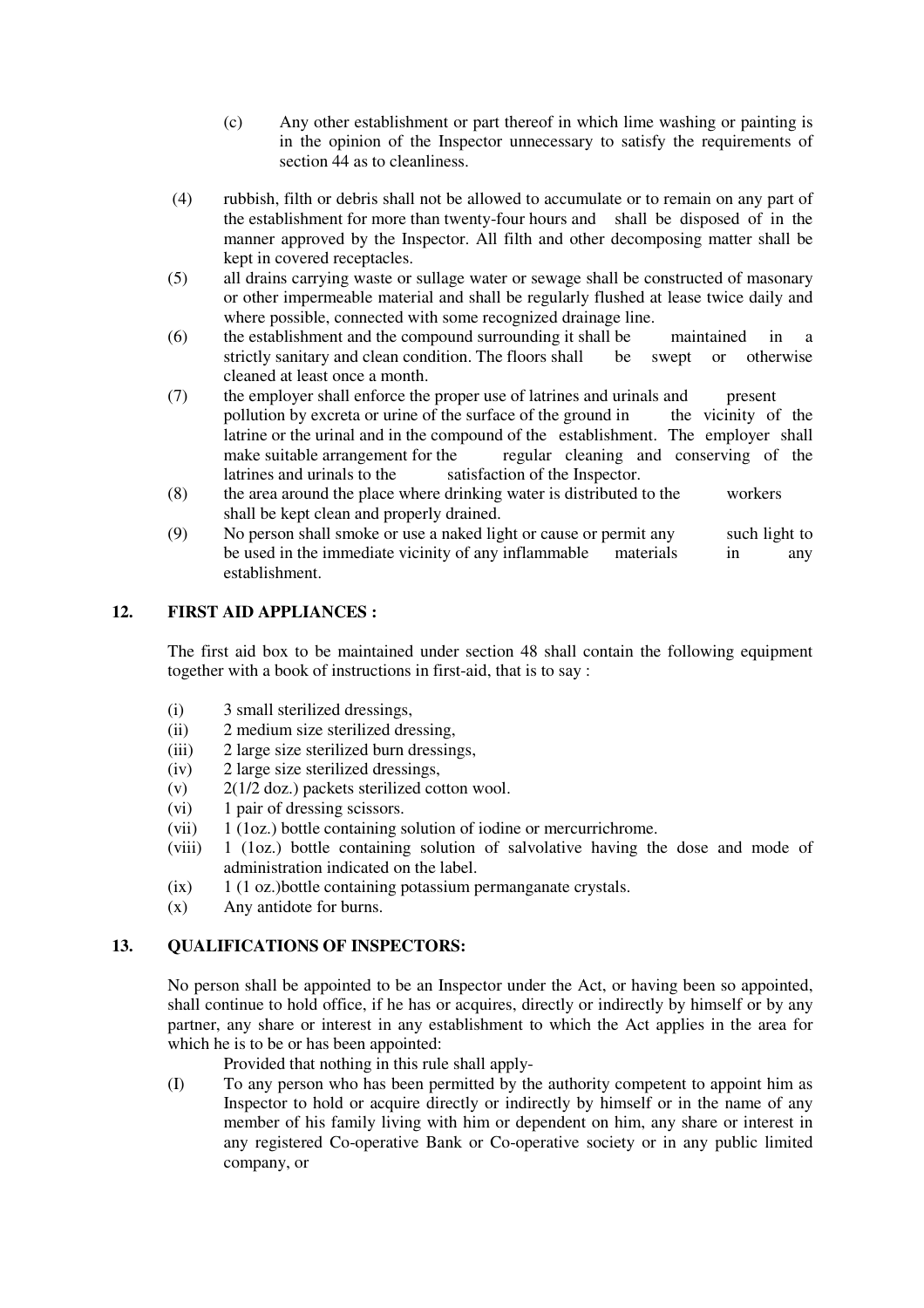(c) Any other establishment or part thereof in which lime washing or painting is in the opinion of the Inspector unnecessary to satisfy the requirements of section 44 as to cleanliness.

(4) rubbish, filth or debris shall not be allowed to accumulate or to remain on any part of the establishment for more than twenty-four hours and shall be disposed of in the manner approved by the Inspector. All filth and other decomposing matter shall be kept in covered receptacles.

(5) all drains carrying waste or sullage water or sewage shall be constructed of masonary or other impermeable material and shall be regularly flushed at lease twice daily and where possible, connected with some recognized drainage line.

(6) the establishment and the compound surrounding it shall be maintained in a strictly sanitary and clean condition. The floors shall be swept or otherwise cleaned at least once a month.

(7) the employer shall enforce the proper use of latrines and urinals and present pollution by excreta or urine of the surface of the ground in the vicinity of the latrine or the urinal and in the compound of the establishment. The employer shall make suitable arrangement for the regular cleaning and conserving of the latrines and urinals to the satisfaction of the Inspector.

(8) the area around the place where drinking water is distributed to the workers shall be kept clean and properly drained.

(9) No person shall smoke or use a naked light or cause or permit any such light to be used in the immediate vicinity of any inflammable materials in any establishment.

## 12. FIRST AID APPLIANCES :

The first aid box to be maintained under section 48 shall contain the following equipment together with a book of instructions in first-aid, that is to say :

(i) 3 small sterilized dressings,
(ii) 2 medium size sterilized dressing,
(iii) 2 large size sterilized burn dressings,
(iv) 2 large size sterilized dressings,
(v) 2(1/2 doz.) packets sterilized cotton wool.
(vi) 1 pair of dressing scissors.
(vii) 1 (1oz.) bottle containing solution of iodine or mercurrichrome.
(viii) 1 (1oz.) bottle containing solution of salvolative having the dose and mode of administration indicated on the label.
(ix) 1 (1 oz.)bottle containing potassium permanganate crystals.
(x) Any antidote for burns.

## 13. QUALIFICATIONS OF INSPECTORS:

No person shall be appointed to be an Inspector under the Act, or having been so appointed, shall continue to hold office, if he has or acquires, directly or indirectly by himself or by any partner, any share or interest in any establishment to which the Act applies in the area for which he is to be or has been appointed:

Provided that nothing in this rule shall apply-

(I) To any person who has been permitted by the authority competent to appoint him as Inspector to hold or acquire directly or indirectly by himself or in the name of any member of his family living with him or dependent on him, any share or interest in any registered Co-operative Bank or Co-operative society or in any public limited company, or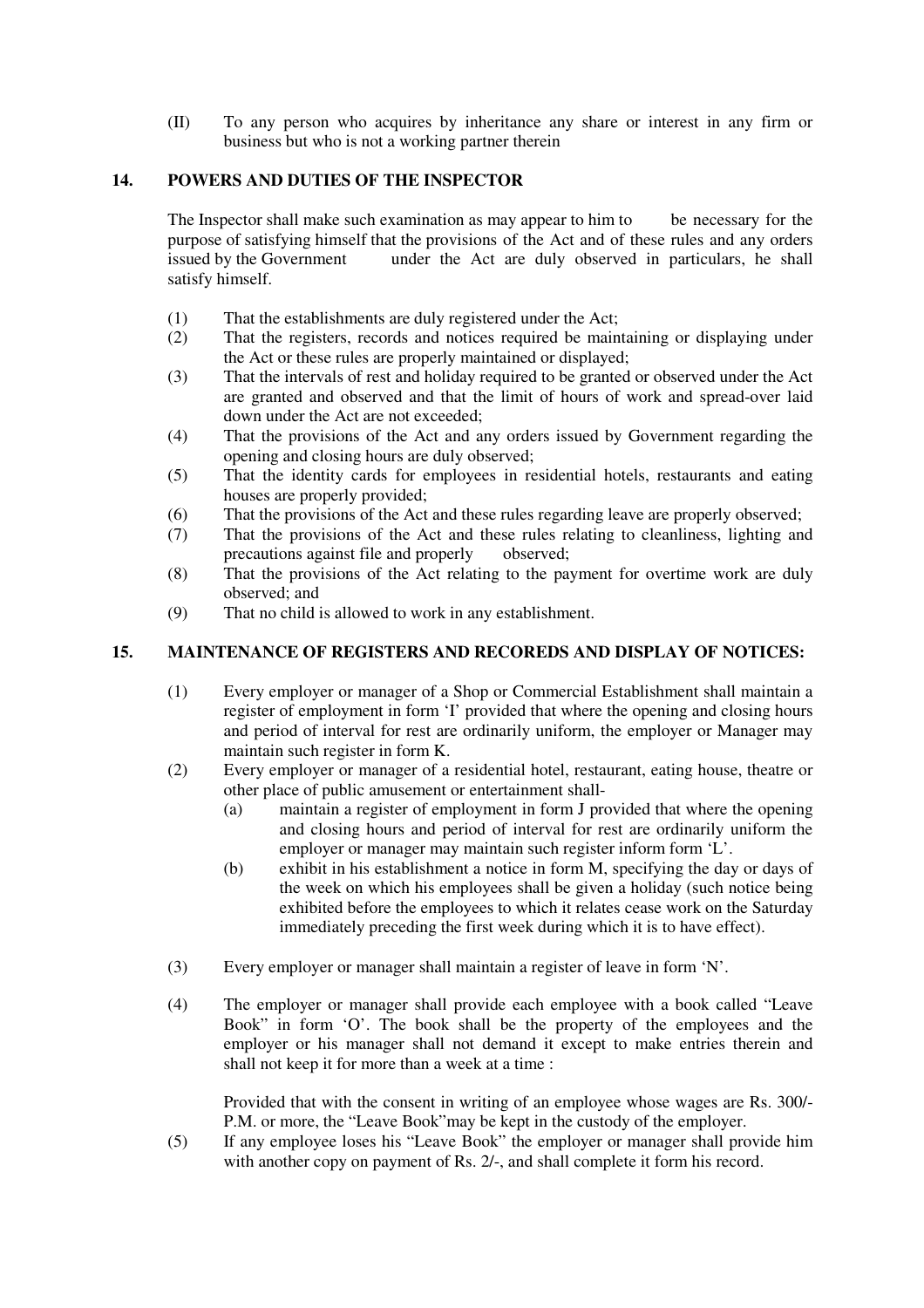(II) To any person who acquires by inheritance any share or interest in any firm or business but who is not a working partner therein

## 14. POWERS AND DUTIES OF THE INSPECTOR

The Inspector shall make such examination as may appear to him to be necessary for the purpose of satisfying himself that the provisions of the Act and of these rules and any orders issued by the Government under the Act are duly observed in particulars, he shall satisfy himself.

(1) That the establishments are duly registered under the Act;

(2) That the registers, records and notices required be maintaining or displaying under the Act or these rules are properly maintained or displayed;

(3) That the intervals of rest and holiday required to be granted or observed under the Act are granted and observed and that the limit of hours of work and spread-over laid down under the Act are not exceeded;

(4) That the provisions of the Act and any orders issued by Government regarding the opening and closing hours are duly observed;

(5) That the identity cards for employees in residential hotels, restaurants and eating houses are properly provided;

(6) That the provisions of the Act and these rules regarding leave are properly observed;

(7) That the provisions of the Act and these rules relating to cleanliness, lighting and precautions against file and properly observed;

(8) That the provisions of the Act relating to the payment for overtime work are duly observed; and

(9) That no child is allowed to work in any establishment.

## 15. MAINTENANCE OF REGISTERS AND RECOREDS AND DISPLAY OF NOTICES:

(1) Every employer or manager of a Shop or Commercial Establishment shall maintain a register of employment in form 'I' provided that where the opening and closing hours and period of interval for rest are ordinarily uniform, the employer or Manager may maintain such register in form K.

(2) Every employer or manager of a residential hotel, restaurant, eating house, theatre or other place of public amusement or entertainment shall-

(a) maintain a register of employment in form J provided that where the opening and closing hours and period of interval for rest are ordinarily uniform the employer or manager may maintain such register inform form 'L'.

(b) exhibit in his establishment a notice in form M, specifying the day or days of the week on which his employees shall be given a holiday (such notice being exhibited before the employees to which it relates cease work on the Saturday immediately preceding the first week during which it is to have effect).

(3) Every employer or manager shall maintain a register of leave in form 'N'.

(4) The employer or manager shall provide each employee with a book called "Leave Book" in form 'O'. The book shall be the property of the employees and the employer or his manager shall not demand it except to make entries therein and shall not keep it for more than a week at a time :

Provided that with the consent in writing of an employee whose wages are Rs. 300/- P.M. or more, the "Leave Book"may be kept in the custody of the employer.

(5) If any employee loses his "Leave Book" the employer or manager shall provide him with another copy on payment of Rs. 2/-, and shall complete it form his record.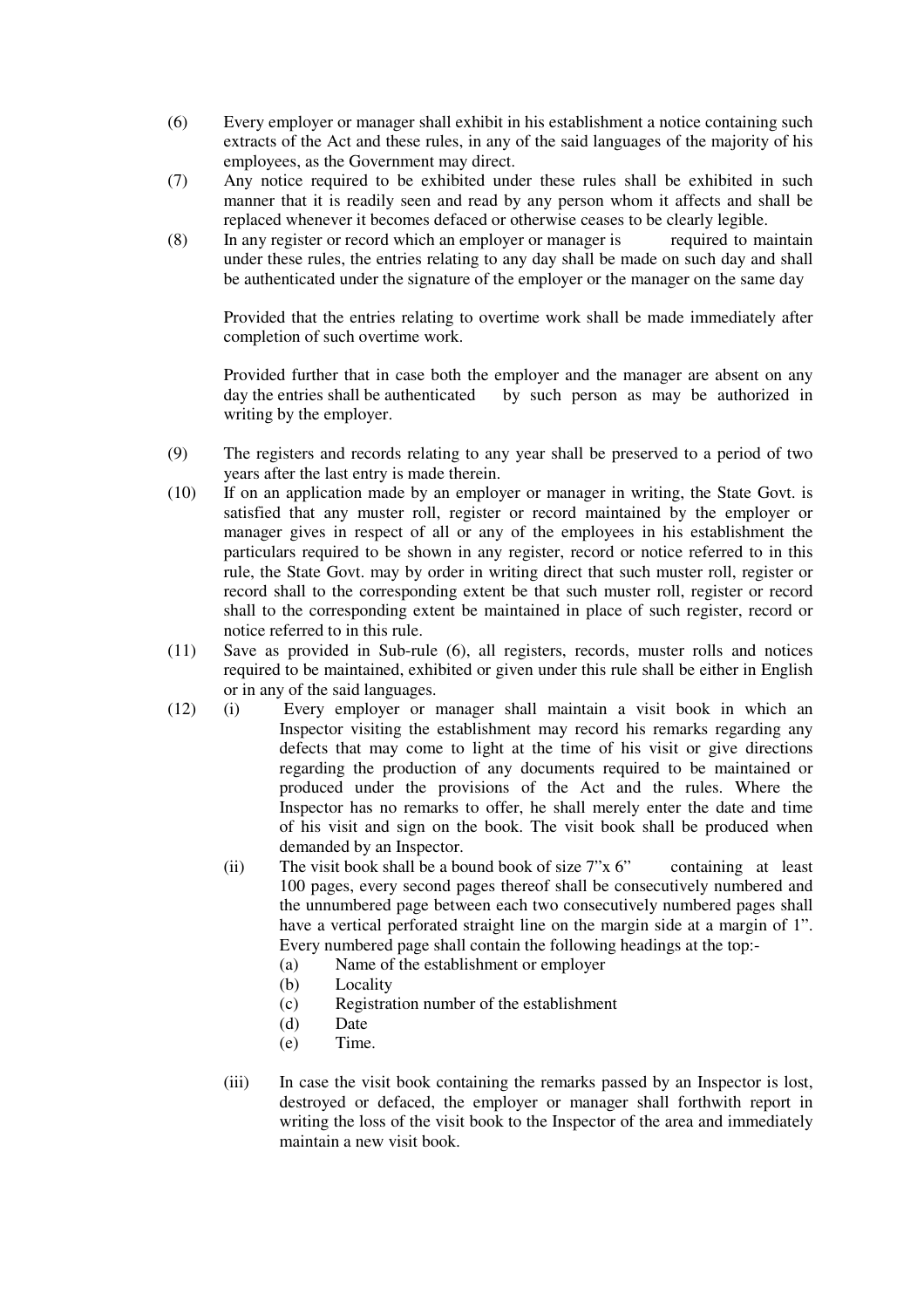(6) Every employer or manager shall exhibit in his establishment a notice containing such extracts of the Act and these rules, in any of the said languages of the majority of his employees, as the Government may direct.

(7) Any notice required to be exhibited under these rules shall be exhibited in such manner that it is readily seen and read by any person whom it affects and shall be replaced whenever it becomes defaced or otherwise ceases to be clearly legible.

(8) In any register or record which an employer or manager is required to maintain under these rules, the entries relating to any day shall be made on such day and shall be authenticated under the signature of the employer or the manager on the same day

Provided that the entries relating to overtime work shall be made immediately after completion of such overtime work.

Provided further that in case both the employer and the manager are absent on any day the entries shall be authenticated by such person as may be authorized in writing by the employer.

(9) The registers and records relating to any year shall be preserved to a period of two years after the last entry is made therein.

(10) If on an application made by an employer or manager in writing, the State Govt. is satisfied that any muster roll, register or record maintained by the employer or manager gives in respect of all or any of the employees in his establishment the particulars required to be shown in any register, record or notice referred to in this rule, the State Govt. may by order in writing direct that such muster roll, register or record shall to the corresponding extent be that such muster roll, register or record shall to the corresponding extent be maintained in place of such register, record or notice referred to in this rule.

(11) Save as provided in Sub-rule (6), all registers, records, muster rolls and notices required to be maintained, exhibited or given under this rule shall be either in English or in any of the said languages.

(12) (i) Every employer or manager shall maintain a visit book in which an Inspector visiting the establishment may record his remarks regarding any defects that may come to light at the time of his visit or give directions regarding the production of any documents required to be maintained or produced under the provisions of the Act and the rules. Where the Inspector has no remarks to offer, he shall merely enter the date and time of his visit and sign on the book. The visit book shall be produced when demanded by an Inspector.

(ii) The visit book shall be a bound book of size 7"x 6" containing at least 100 pages, every second pages thereof shall be consecutively numbered and the unnumbered page between each two consecutively numbered pages shall have a vertical perforated straight line on the margin side at a margin of 1". Every numbered page shall contain the following headings at the top:-

(a) Name of the establishment or employer
(b) Locality
(c) Registration number of the establishment
(d) Date
(e) Time.

(iii) In case the visit book containing the remarks passed by an Inspector is lost, destroyed or defaced, the employer or manager shall forthwith report in writing the loss of the visit book to the Inspector of the area and immediately maintain a new visit book.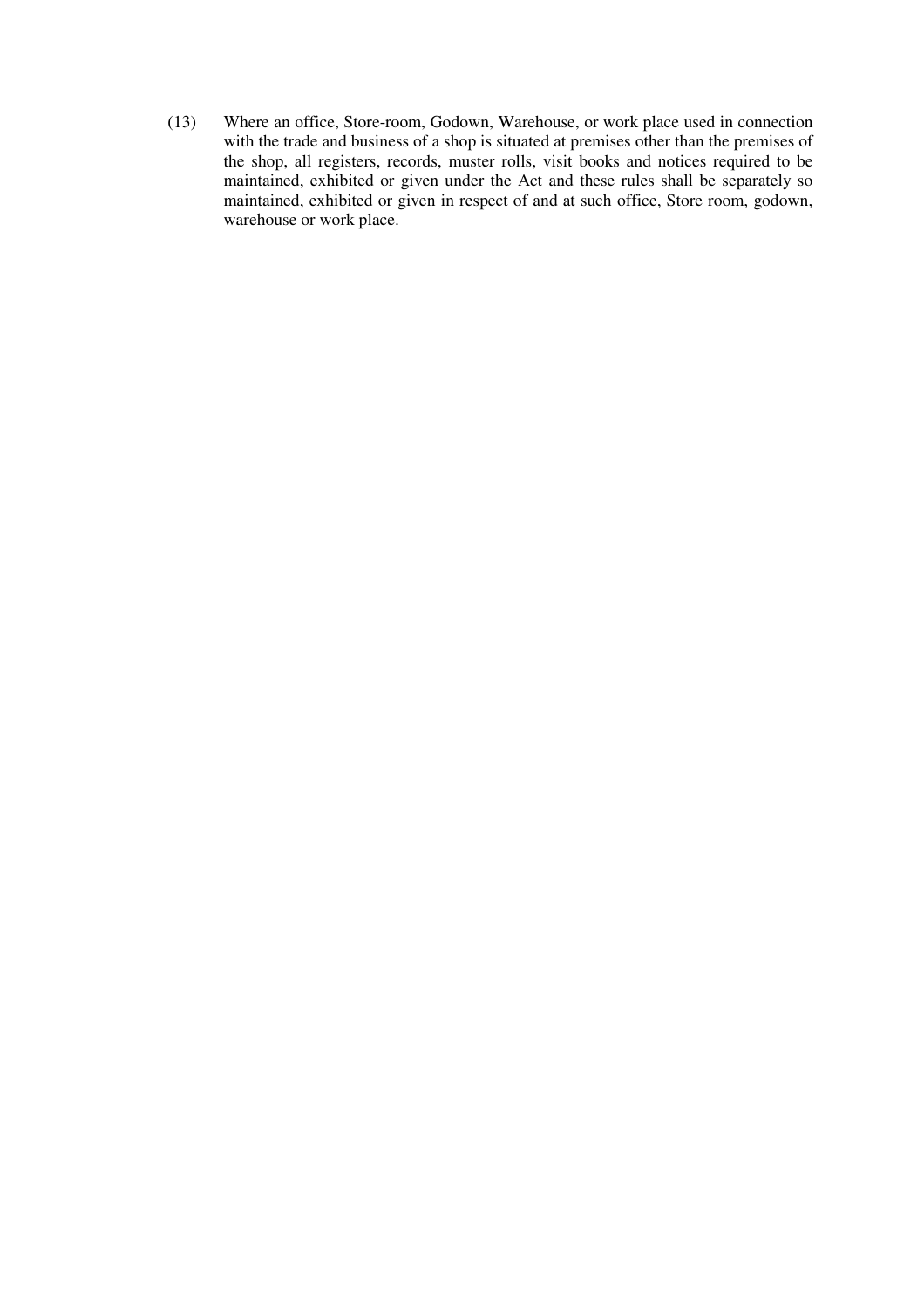(13) Where an office, Store-room, Godown, Warehouse, or work place used in connection with the trade and business of a shop is situated at premises other than the premises of the shop, all registers, records, muster rolls, visit books and notices required to be maintained, exhibited or given under the Act and these rules shall be separately so maintained, exhibited or given in respect of and at such office, Store room, godown, warehouse or work place.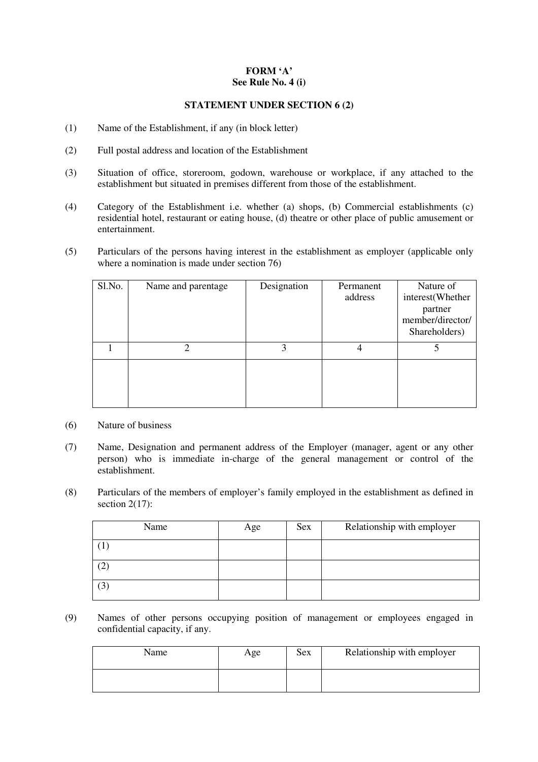**FORM 'A'**
**See Rule No. 4 (i)**

**STATEMENT UNDER SECTION 6 (2)**

(1) Name of the Establishment, if any (in block letter)

(2) Full postal address and location of the Establishment

(3) Situation of office, storeroom, godown, warehouse or workplace, if any attached to the establishment but situated in premises different from those of the establishment.

(4) Category of the Establishment i.e. whether (a) shops, (b) Commercial establishments (c) residential hotel, restaurant or eating house, (d) theatre or other place of public amusement or entertainment.

(5) Particulars of the persons having interest in the establishment as employer (applicable only where a nomination is made under section 76)

| Sl.No. | Name and parentage | Designation | Permanent address | Nature of interest(Whether partner member/director/ Shareholders) |
|---|---|---|---|---|
| 1 | 2 | 3 | 4 | 5 |
| | | | | |

(6) Nature of business

(7) Name, Designation and permanent address of the Employer (manager, agent or any other person) who is immediate in-charge of the general management or control of the establishment.

(8) Particulars of the members of employer's family employed in the establishment as defined in section 2(17):

| Name | Age | Sex | Relationship with employer |
|---|---|---|---|
| (1) | | | |
| (2) | | | |
| (3) | | | |

(9) Names of other persons occupying position of management or employees engaged in confidential capacity, if any.

| Name | Age | Sex | Relationship with employer |
|---|---|---|---|
| | | | |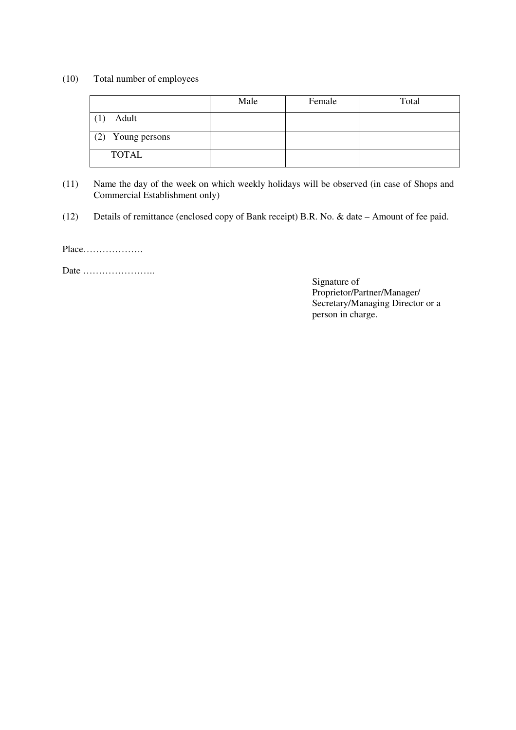(10) Total number of employees

| | Male | Female | Total |
|---|---|---|---|
| (1) Adult | | | |
| (2) Young persons | | | |
| TOTAL | | | |

(11) Name the day of the week on which weekly holidays will be observed (in case of Shops and Commercial Establishment only)

(12) Details of remittance (enclosed copy of Bank receipt) B.R. No. & date – Amount of fee paid.

Place……………….

Date …………………..

Signature of
Proprietor/Partner/Manager/
Secretary/Managing Director or a
person in charge.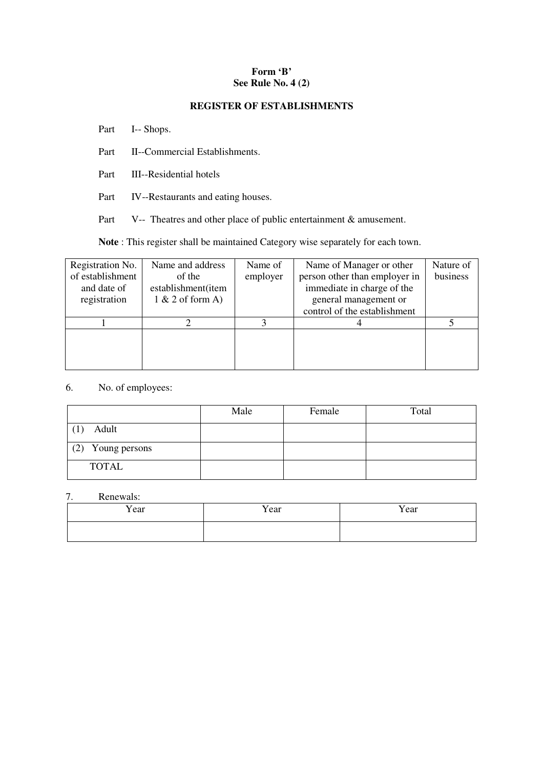**Form 'B'**
**See Rule No. 4 (2)**

**REGISTER OF ESTABLISHMENTS**

Part I-- Shops.

Part II--Commercial Establishments.

Part III--Residential hotels

Part IV--Restaurants and eating houses.

Part V-- Theatres and other place of public entertainment & amusement.

**Note** : This register shall be maintained Category wise separately for each town.

| Registration No. of establishment and date of registration | Name and address of the establishment(item 1 & 2 of form A) | Name of employer | Name of Manager or other person other than employer in immediate in charge of the general management or control of the establishment | Nature of business |
|---|---|---|---|---|
| 1 | 2 | 3 | 4 | 5 |
| | | | | |

6. No. of employees:

| | Male | Female | Total |
|---|---|---|---|
| (1) Adult | | | |
| (2) Young persons | | | |
| TOTAL | | | |

7. Renewals:

| Year | Year | Year |
|---|---|---|
| | | |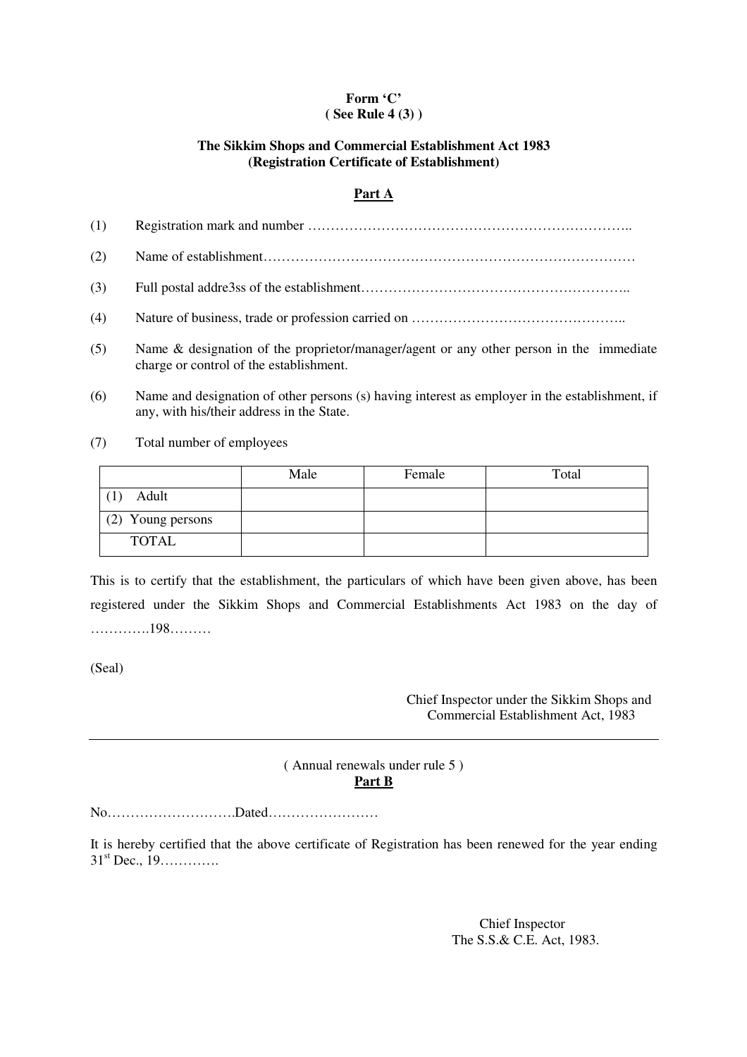**Form 'C'**
**( See Rule 4 (3) )**

**The Sikkim Shops and Commercial Establishment Act 1983**
**(Registration Certificate of Establishment)**

**<u>Part A</u>**

(1) Registration mark and number ……………………………………………………………..

(2) Name of establishment…………………………………………………………………………

(3) Full postal addre3ss of the establishment…………………………………………………..

(4) Nature of business, trade or profession carried on ………………………………………..

(5) Name & designation of the proprietor/manager/agent or any other person in the immediate charge or control of the establishment.

(6) Name and designation of other persons (s) having interest as employer in the establishment, if any, with his/their address in the State.

(7) Total number of employees

| | Male | Female | Total |
|---|---|---|---|
| (1) Adult | | | |
| (2) Young persons | | | |
| TOTAL | | | |

This is to certify that the establishment, the particulars of which have been given above, has been registered under the Sikkim Shops and Commercial Establishments Act 1983 on the day of ………….198………

(Seal)

Chief Inspector under the Sikkim Shops and Commercial Establishment Act, 1983

---

( Annual renewals under rule 5 )
**<u>Part B</u>**

No……………………….Dated……………………

It is hereby certified that the above certificate of Registration has been renewed for the year ending 31st Dec., 19………….

Chief Inspector
The S.S.& C.E. Act, 1983.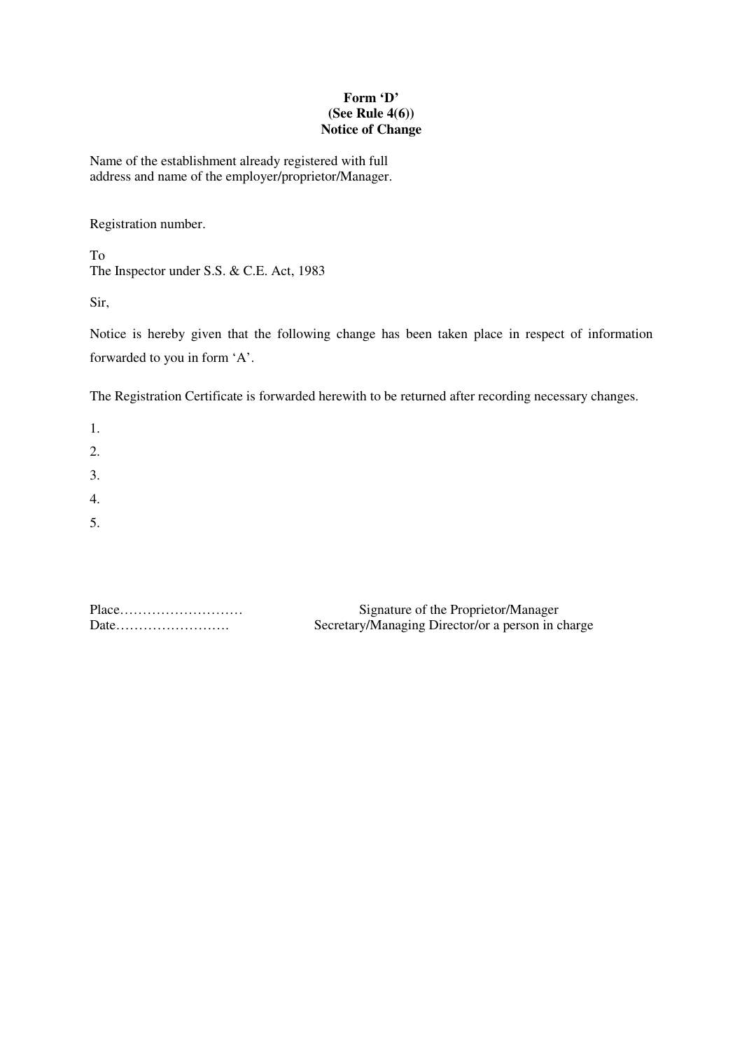**Form 'D'**
**(See Rule 4(6))**
**Notice of Change**

Name of the establishment already registered with full
address and name of the employer/proprietor/Manager.

Registration number.

To
The Inspector under S.S. & C.E. Act, 1983

Sir,

Notice is hereby given that the following change has been taken place in respect of information forwarded to you in form 'A'.

The Registration Certificate is forwarded herewith to be returned after recording necessary changes.

1.
2.
3.
4.
5.

Place………………………
Date…………………….

Signature of the Proprietor/Manager
Secretary/Managing Director/or a person in charge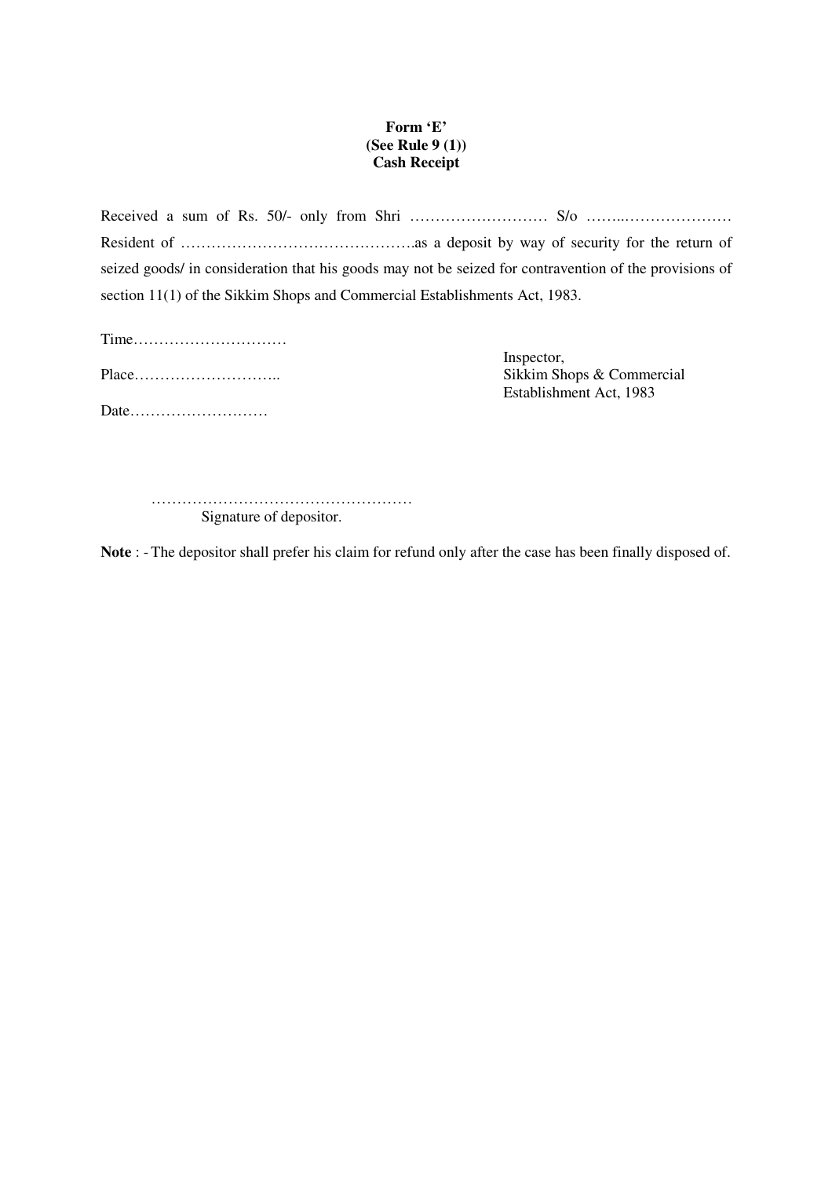**Form 'E'**
**(See Rule 9 (1))**
**Cash Receipt**

Received a sum of Rs. 50/- only from Shri ……………………… S/o ……..………………… Resident of ……………………………………….as a deposit by way of security for the return of seized goods/ in consideration that his goods may not be seized for contravention of the provisions of section 11(1) of the Sikkim Shops and Commercial Establishments Act, 1983.

Time…………………………

Place………………………..

Date………………………

Inspector,
Sikkim Shops & Commercial
Establishment Act, 1983

……………………………………………
Signature of depositor.

**Note** : - The depositor shall prefer his claim for refund only after the case has been finally disposed of.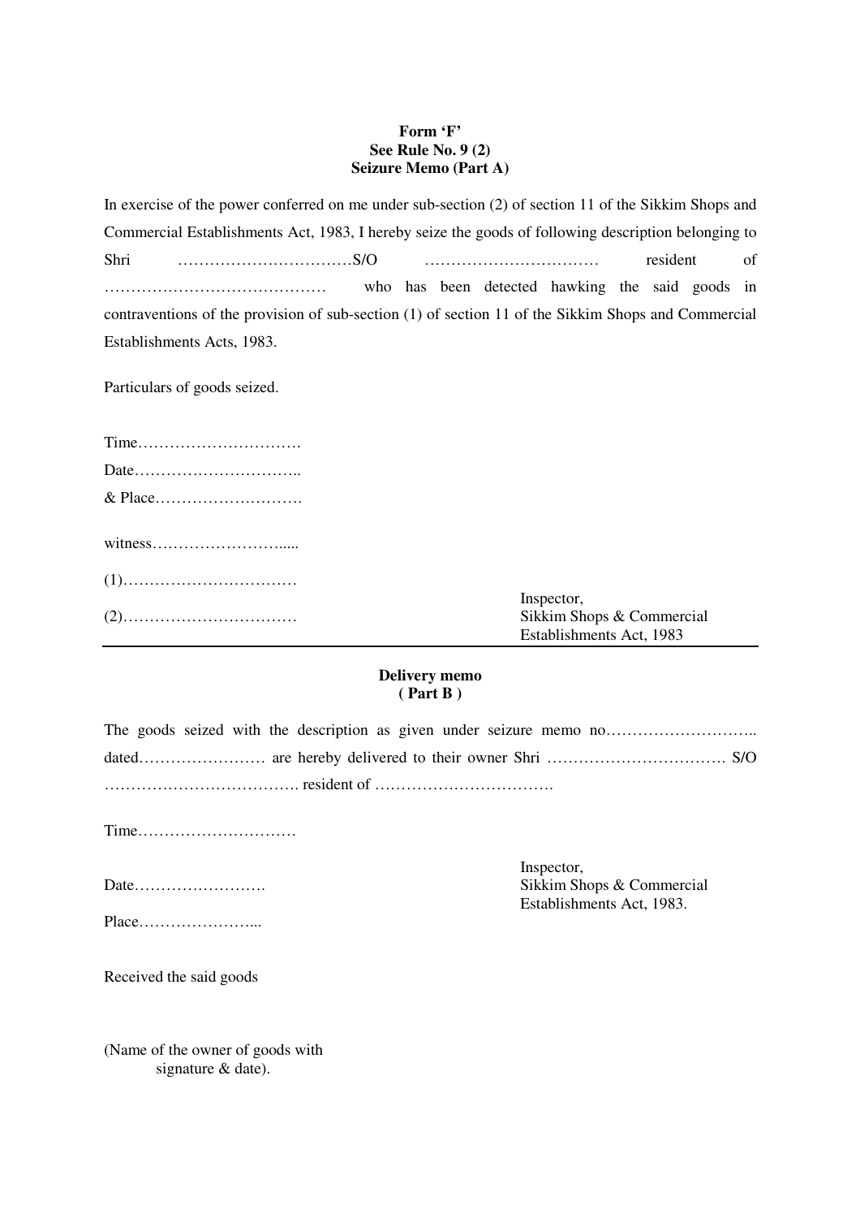**Form 'F'**
**See Rule No. 9 (2)**
**Seizure Memo (Part A)**

In exercise of the power conferred on me under sub-section (2) of section 11 of the Sikkim Shops and Commercial Establishments Act, 1983, I hereby seize the goods of following description belonging to Shri ……………………………S/O …………………………… resident of …………………………………… who has been detected hawking the said goods in contraventions of the provision of sub-section (1) of section 11 of the Sikkim Shops and Commercial Establishments Acts, 1983.

Particulars of goods seized.

Time………………………….

Date…………………………..

& Place……………………….

witness…………………….....

(1)……………………………

(2)……………………………

Inspector,
Sikkim Shops & Commercial
Establishments Act, 1983

---

**Delivery memo**
**( Part B )**

The goods seized with the description as given under seizure memo no……………………….. dated…………………… are hereby delivered to their owner Shri ……………………………. S/O ………………………………. resident of …………………………….

Time…………………………

Date…………………….

Place…………………...

Inspector,
Sikkim Shops & Commercial
Establishments Act, 1983.

Received the said goods

(Name of the owner of goods with
signature & date).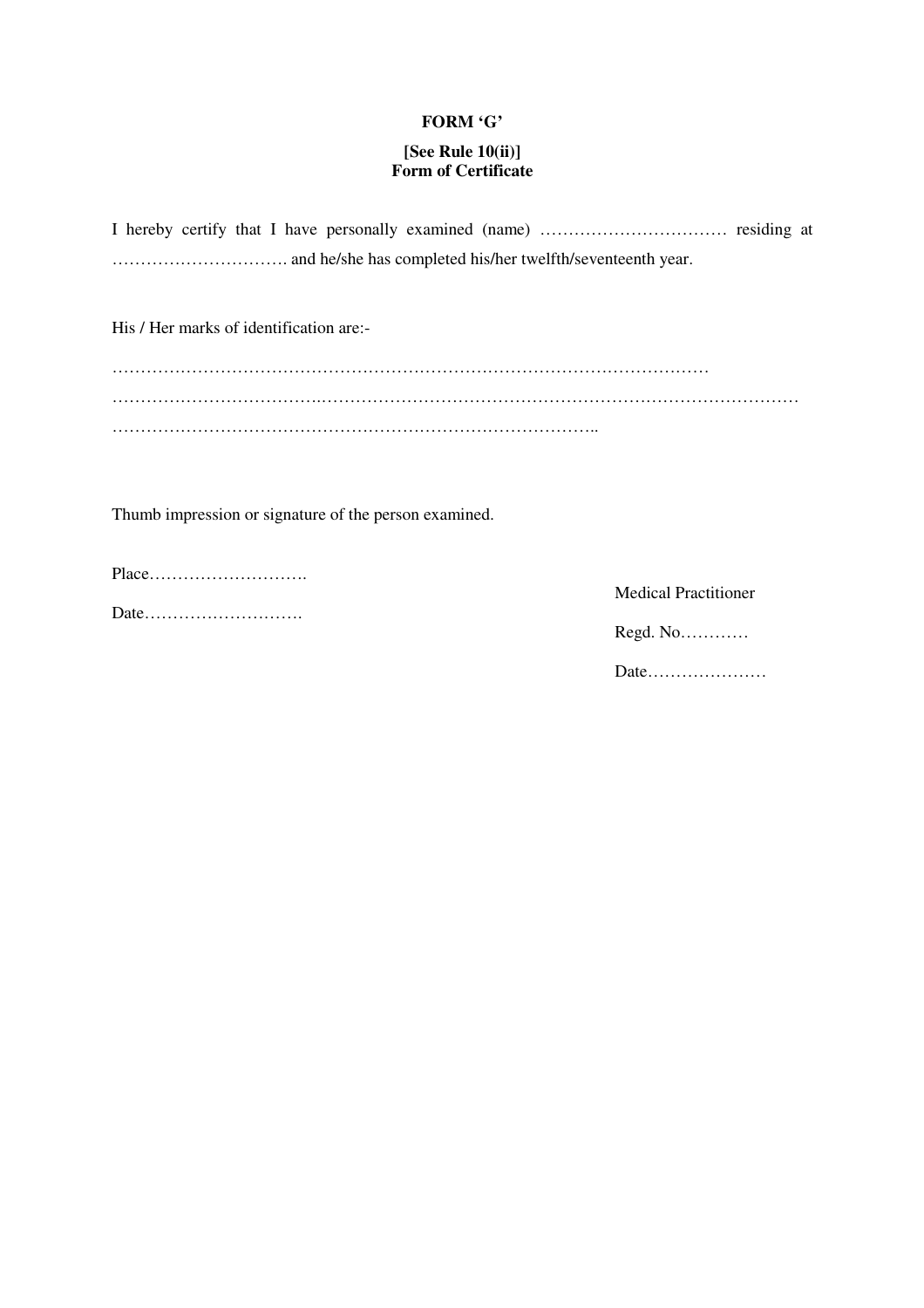**FORM 'G'**

**[See Rule 10(ii)]**
**Form of Certificate**

I hereby certify that I have personally examined (name) …………………………… residing at …………………………. and he/she has completed his/her twelfth/seventeenth year.

His / Her marks of identification are:-

……………………………………………………………………………………………
……………………………….………………………………………………………………………
………………………………………………………………………..

Thumb impression or signature of the person examined.

Place……………………….

Date……………………….

Medical Practitioner

Regd. No…………

Date…………………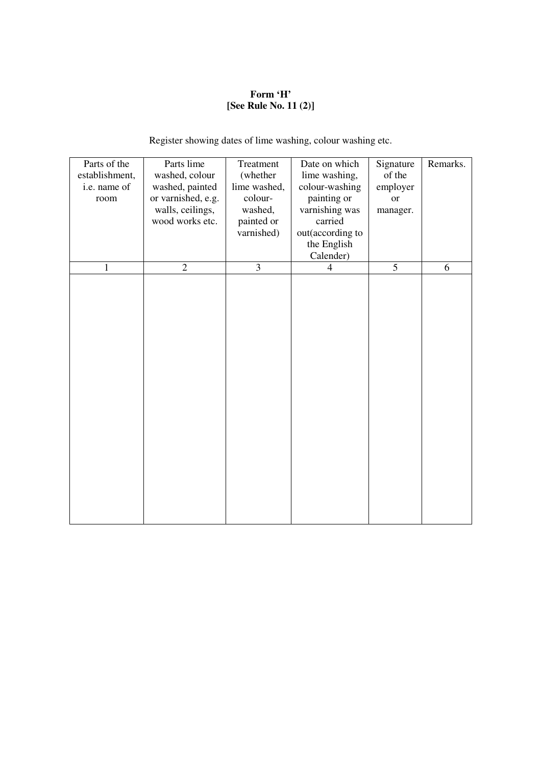**Form 'H'**
**[See Rule No. 11 (2)]**

Register showing dates of lime washing, colour washing etc.

| Parts of the establishment, i.e. name of room | Parts lime washed, colour washed, painted or varnished, e.g. walls, ceilings, wood works etc. | Treatment (whether lime washed, colour-washed, painted or varnished) | Date on which lime washing, colour-washing painting or varnishing was carried out(according to the English Calender) | Signature of the employer or manager. | Remarks. |
|---|---|---|---|---|---|
| 1 | 2 | 3 | 4 | 5 | 6 |
| | | | | | |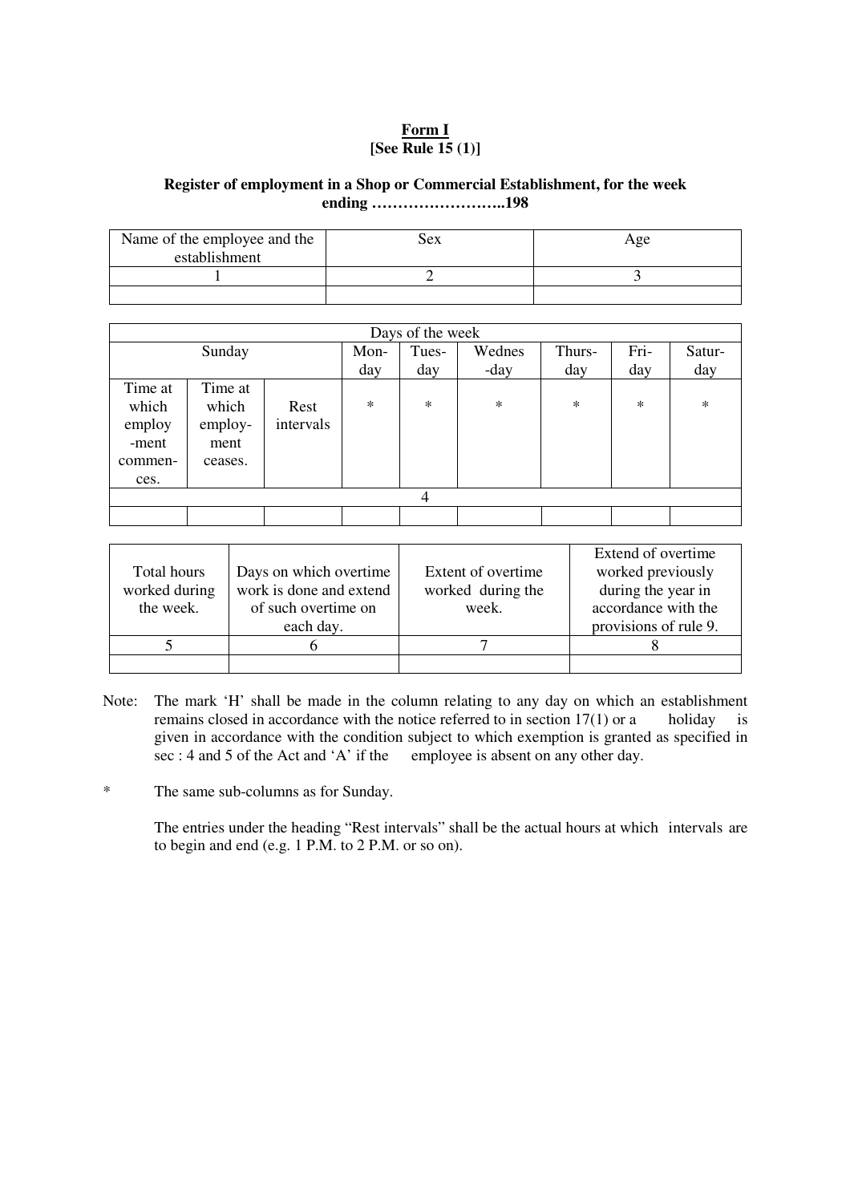**Form I**
**[See Rule 15 (1)]**

**Register of employment in a Shop or Commercial Establishment, for the week ending ……………………..198**

| Name of the employee and the establishment | Sex | Age |
|---|---|---|
| 1 | 2 | 3 |
| | | |

| Days of the week | | | | | | | | | |
|---|---|---|---|---|---|---|---|---|---|
| Sunday | | | Mon-day | Tues-day | Wednes-day | Thurs-day | Fri-day | Satur-day |
| Time at which employ-ment commen-ces. | Time at which employ-ment ceases. | Rest intervals | * | * | * | * | * | * |
| 4 | | | | | | | | |
| | | | | | | | | |

| Total hours worked during the week. | Days on which overtime work is done and extend of such overtime on each day. | Extent of overtime worked during the week. | Extend of overtime worked previously during the year in accordance with the provisions of rule 9. |
|---|---|---|---|
| 5 | 6 | 7 | 8 |
| | | | |

Note: The mark 'H' shall be made in the column relating to any day on which an establishment remains closed in accordance with the notice referred to in section 17(1) or a holiday is given in accordance with the condition subject to which exemption is granted as specified in sec : 4 and 5 of the Act and 'A' if the employee is absent on any other day.

\* The same sub-columns as for Sunday.

The entries under the heading "Rest intervals" shall be the actual hours at which intervals are to begin and end (e.g. 1 P.M. to 2 P.M. or so on).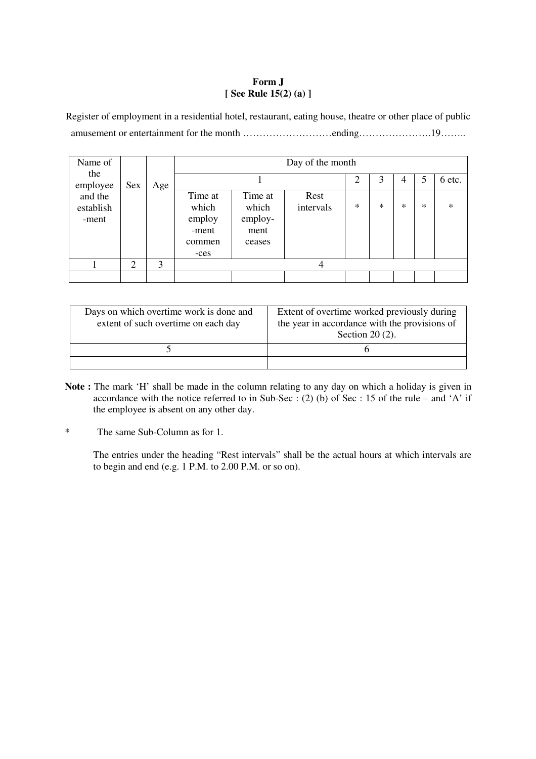**Form J**
**[ See Rule 15(2) (a) ]**

Register of employment in a residential hotel, restaurant, eating house, theatre or other place of public amusement or entertainment for the month ………………………ending………………….19……..

| Name of the employee and the establish-ment | Sex | Age | Day of the month | | | | | | | |
|---|---|---|---|---|---|---|---|---|---|---|
| | | | 1 | | | 2 | 3 | 4 | 5 | 6 etc. |
| | | | Time at which employ-ment commen-ces | Time at which employ-ment ceases | Rest intervals | * | * | * | * | * |
| 1 | 2 | 3 | 4 | | | | | | | |
| | | | | | | | | | | |

| Days on which overtime work is done and extent of such overtime on each day | Extent of overtime worked previously during the year in accordance with the provisions of Section 20 (2). |
|---|---|
| 5 | 6 |
| | |

**Note :** The mark 'H' shall be made in the column relating to any day on which a holiday is given in accordance with the notice referred to in Sub-Sec : (2) (b) of Sec : 15 of the rule – and 'A' if the employee is absent on any other day.

* The same Sub-Column as for 1.

The entries under the heading "Rest intervals" shall be the actual hours at which intervals are to begin and end (e.g. 1 P.M. to 2.00 P.M. or so on).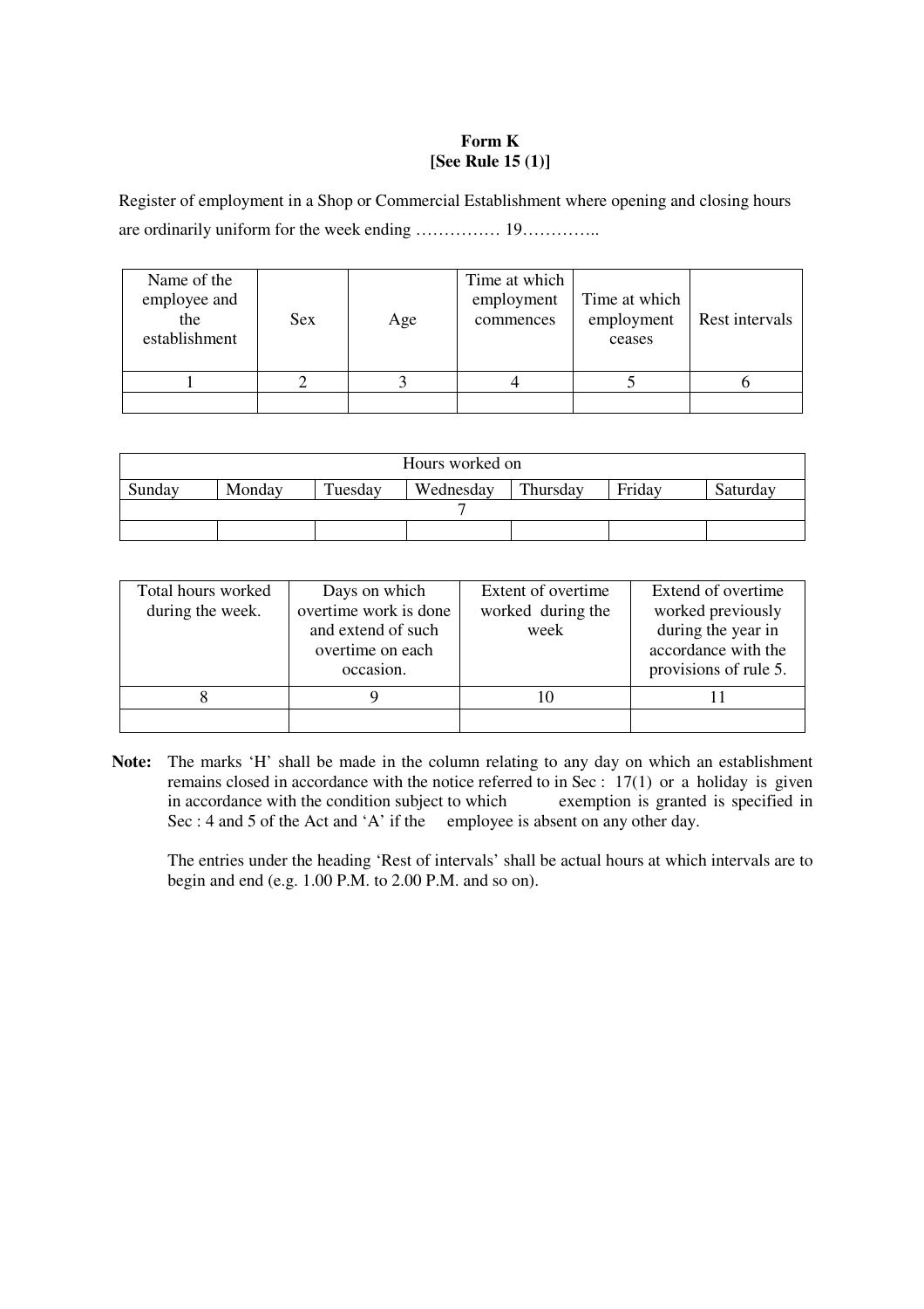**Form K**
**[See Rule 15 (1)]**

Register of employment in a Shop or Commercial Establishment where opening and closing hours are ordinarily uniform for the week ending …………… 19…………..

| Name of the employee and the establishment | Sex | Age | Time at which employment commences | Time at which employment ceases | Rest intervals |
|---|---|---|---|---|---|
| 1 | 2 | 3 | 4 | 5 | 6 |
| | | | | | |

| Hours worked on | | | | | | |
|---|---|---|---|---|---|---|
| Sunday | Monday | Tuesday | Wednesday | Thursday | Friday | Saturday |
| 7 | | | | | | |
| | | | | | | |

| Total hours worked during the week. | Days on which overtime work is done and extend of such overtime on each occasion. | Extent of overtime worked during the week | Extend of overtime worked previously during the year in accordance with the provisions of rule 5. |
|---|---|---|---|
| 8 | 9 | 10 | 11 |
| | | | |

**Note:** The marks 'H' shall be made in the column relating to any day on which an establishment remains closed in accordance with the notice referred to in Sec : 17(1) or a holiday is given in accordance with the condition subject to which exemption is granted is specified in Sec : 4 and 5 of the Act and 'A' if the employee is absent on any other day.

The entries under the heading 'Rest of intervals' shall be actual hours at which intervals are to begin and end (e.g. 1.00 P.M. to 2.00 P.M. and so on).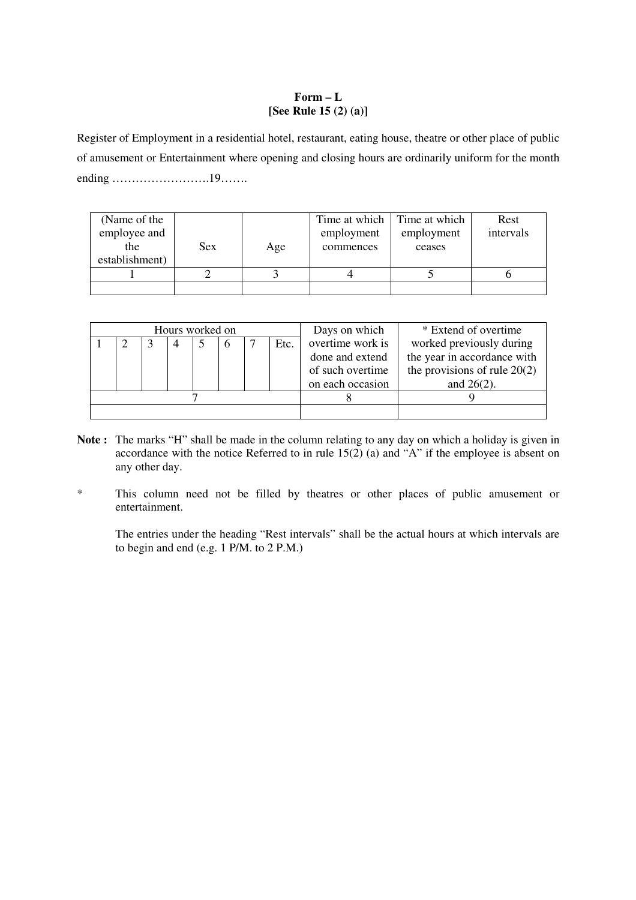**Form – L**
**[See Rule 15 (2) (a)]**

Register of Employment in a residential hotel, restaurant, eating house, theatre or other place of public of amusement or Entertainment where opening and closing hours are ordinarily uniform for the month ending …………………….19…….

| (Name of the employee and the establishment) | Sex | Age | Time at which employment commences | Time at which employment ceases | Rest intervals |
|---|---|---|---|---|---|
| 1 | 2 | 3 | 4 | 5 | 6 |
| | | | | | |

| Hours worked on | | | | | | | | Days on which overtime work is done and extend of such overtime on each occasion | * Extend of overtime worked previously during the year in accordance with the provisions of rule 20(2) and 26(2). |
|---|---|---|---|---|---|---|---|---|---|
| 1 | 2 | 3 | 4 | 5 | 6 | 7 | Etc. | | |
| 7 | | | | | | | | 8 | 9 |
| | | | | | | | | | |

**Note :** The marks "H" shall be made in the column relating to any day on which a holiday is given in accordance with the notice Referred to in rule 15(2) (a) and "A" if the employee is absent on any other day.

* This column need not be filled by theatres or other places of public amusement or entertainment.

The entries under the heading "Rest intervals" shall be the actual hours at which intervals are to begin and end (e.g. 1 P/M. to 2 P.M.)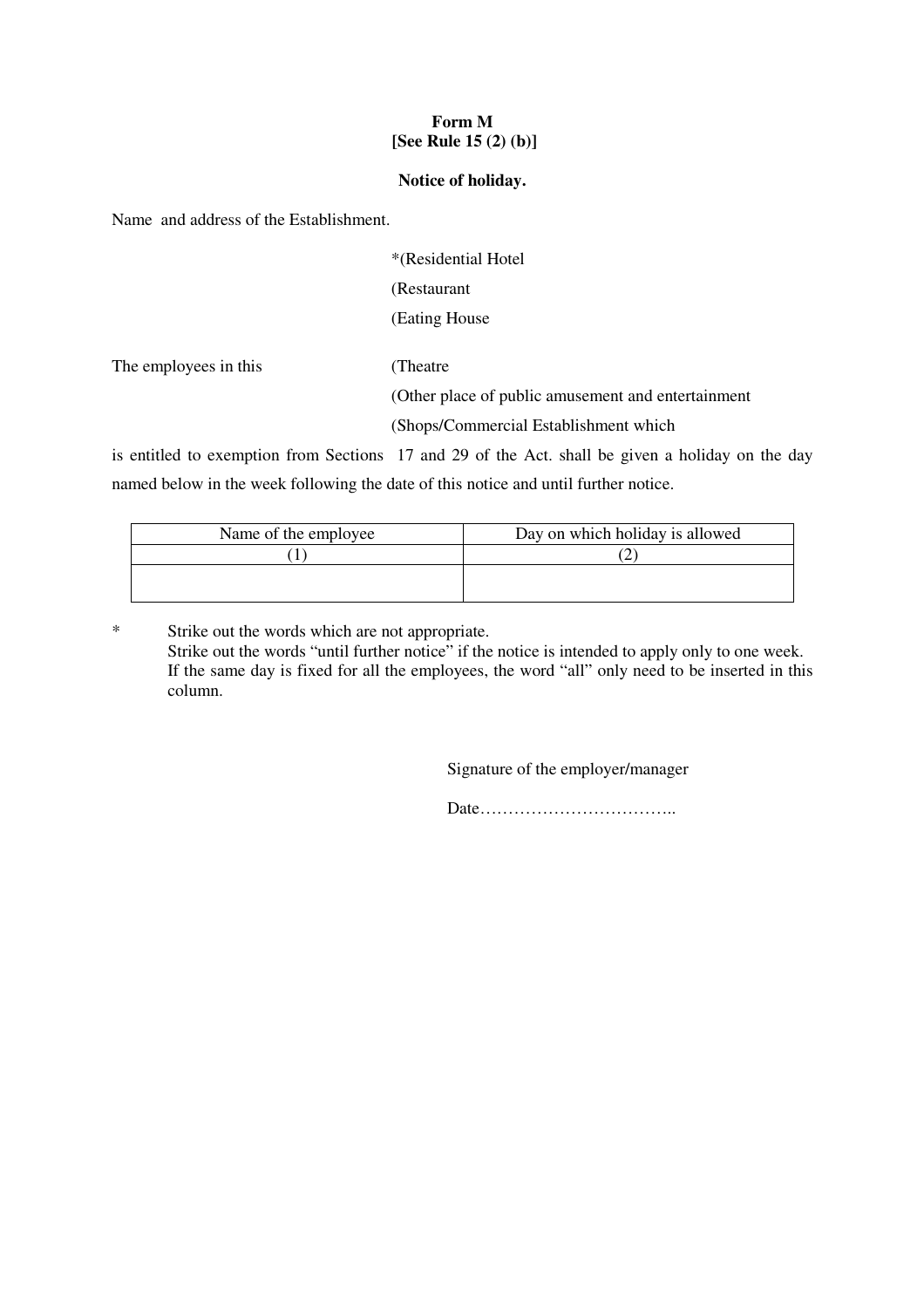**Form M**
**[See Rule 15 (2) (b)]**

**Notice of holiday.**

Name and address of the Establishment.

*(Residential Hotel
(Restaurant
(Eating House

The employees in this (Theatre
(Other place of public amusement and entertainment
(Shops/Commercial Establishment which

is entitled to exemption from Sections 17 and 29 of the Act. shall be given a holiday on the day named below in the week following the date of this notice and until further notice.

| Name of the employee | Day on which holiday is allowed |
|---|---|
| (1) | (2) |
| | |

\* Strike out the words which are not appropriate.
Strike out the words "until further notice" if the notice is intended to apply only to one week.
If the same day is fixed for all the employees, the word "all" only need to be inserted in this column.

Signature of the employer/manager

Date……………………………..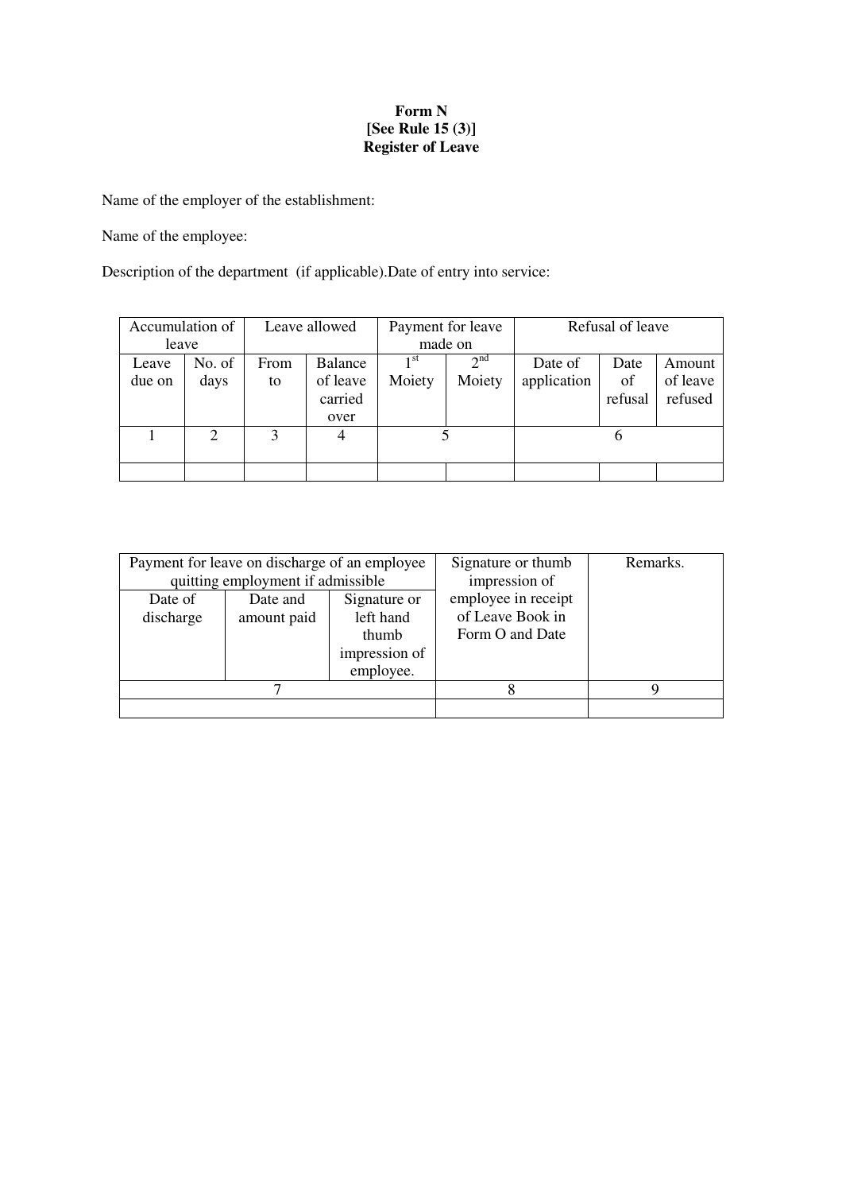**Form N**
**[See Rule 15 (3)]**
**Register of Leave**

Name of the employer of the establishment:

Name of the employee:

Description of the department (if applicable).Date of entry into service:

| Accumulation of leave | | Leave allowed | | Payment for leave made on | | Refusal of leave | | |
|---|---|---|---|---|---|---|---|---|
| Leave due on | No. of days | From to | Balance of leave carried over | 1st Moiety | 2nd Moiety | Date of application | Date of refusal | Amount of leave refused |
| 1 | 2 | 3 | 4 | 5 | | 6 | | |
| | | | | | | | | |

| Payment for leave on discharge of an employee quitting employment if admissible | | | Signature or thumb impression of employee in receipt of Leave Book in Form O and Date | Remarks. |
|---|---|---|---|---|
| Date of discharge | Date and amount paid | Signature or left hand thumb impression of employee. | | |
| 7 | | | 8 | 9 |
| | | | | |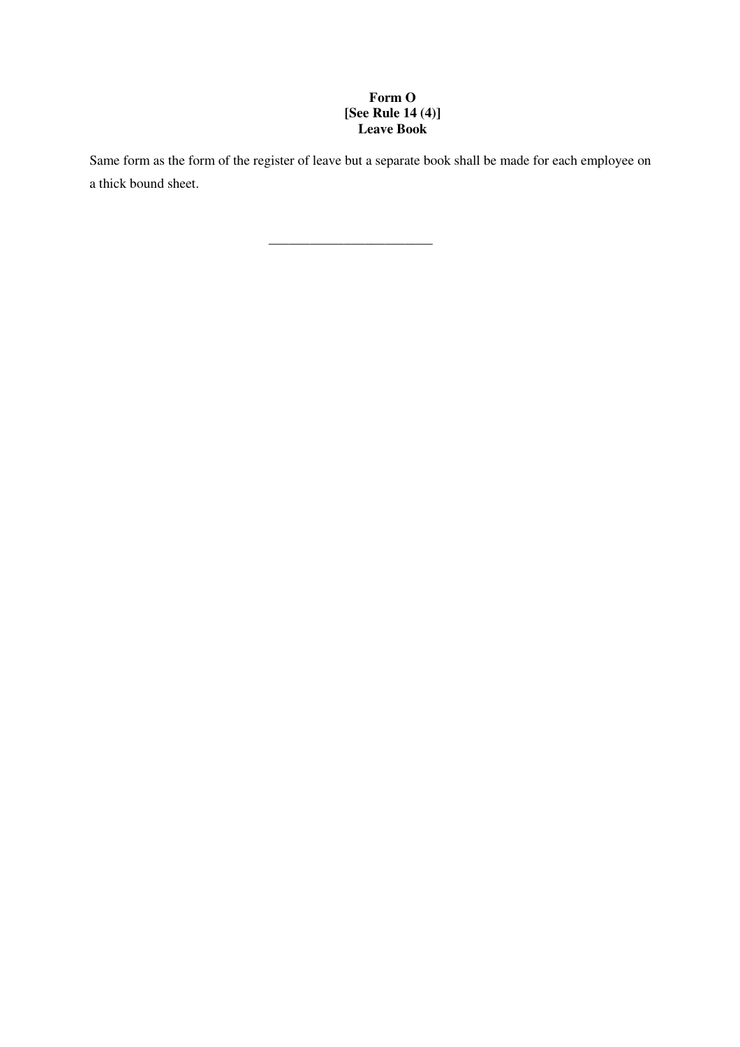**Form O**
**[See Rule 14 (4)]**
**Leave Book**

Same form as the form of the register of leave but a separate book shall be made for each employee on a thick bound sheet.

---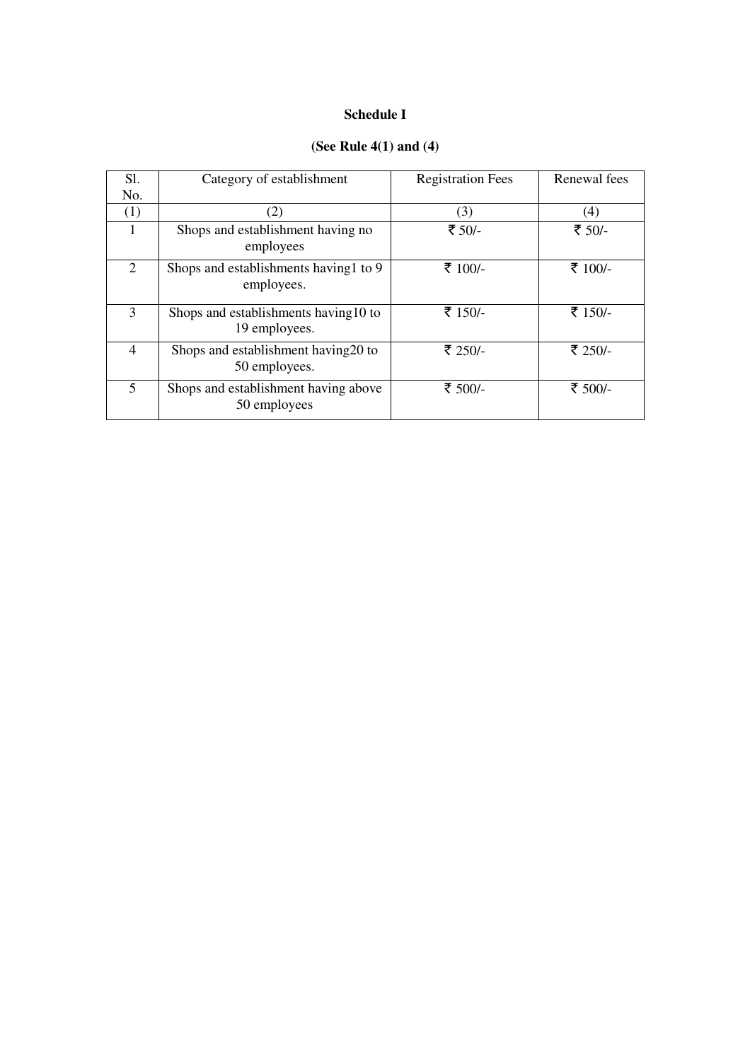**Schedule I**

**(See Rule 4(1) and (4)**

| Sl. No. | Category of establishment | Registration Fees | Renewal fees |
|---|---|---|---|
| (1) | (2) | (3) | (4) |
| 1 | Shops and establishment having no employees | ₹ 50/- | ₹ 50/- |
| 2 | Shops and establishments having1 to 9 employees. | ₹ 100/- | ₹ 100/- |
| 3 | Shops and establishments having10 to 19 employees. | ₹ 150/- | ₹ 150/- |
| 4 | Shops and establishment having20 to 50 employees. | ₹ 250/- | ₹ 250/- |
| 5 | Shops and establishment having above 50 employees | ₹ 500/- | ₹ 500/- |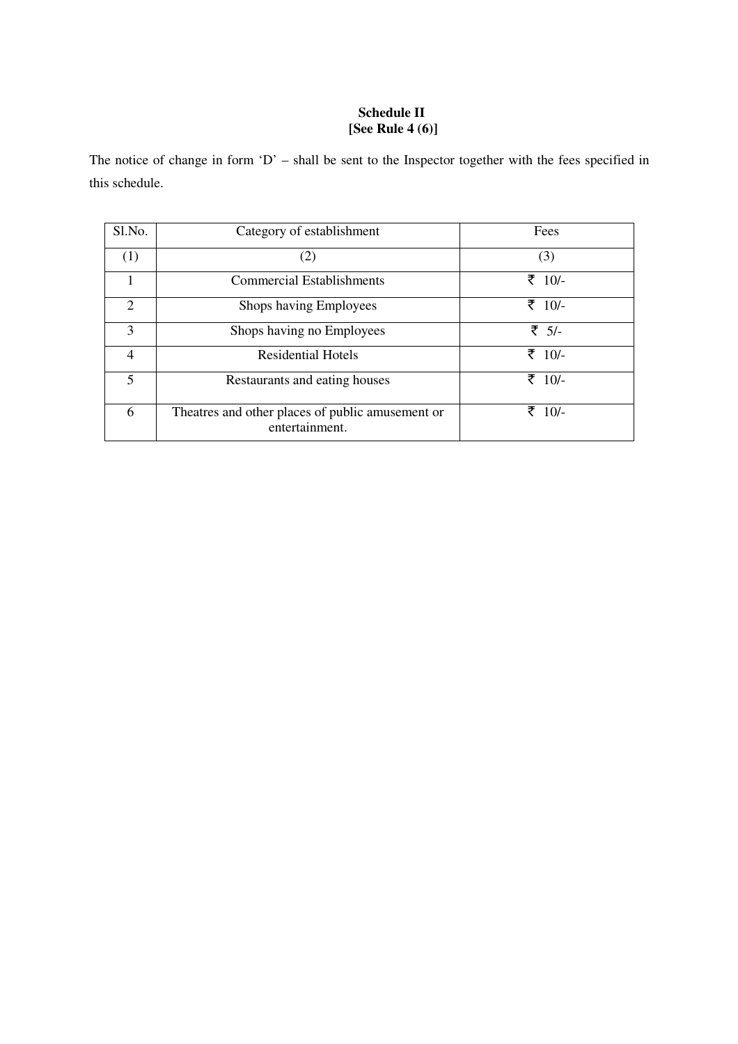**Schedule II**
**[See Rule 4 (6)]**

The notice of change in form 'D' – shall be sent to the Inspector together with the fees specified in this schedule.

| Sl.No. | Category of establishment | Fees |
|---|---|---|
| (1) | (2) | (3) |
| 1 | Commercial Establishments | ₹ 10/- |
| 2 | Shops having Employees | ₹ 10/- |
| 3 | Shops having no Employees | ₹ 5/- |
| 4 | Residential Hotels | ₹ 10/- |
| 5 | Restaurants and eating houses | ₹ 10/- |
| 6 | Theatres and other places of public amusement or entertainment. | ₹ 10/- |